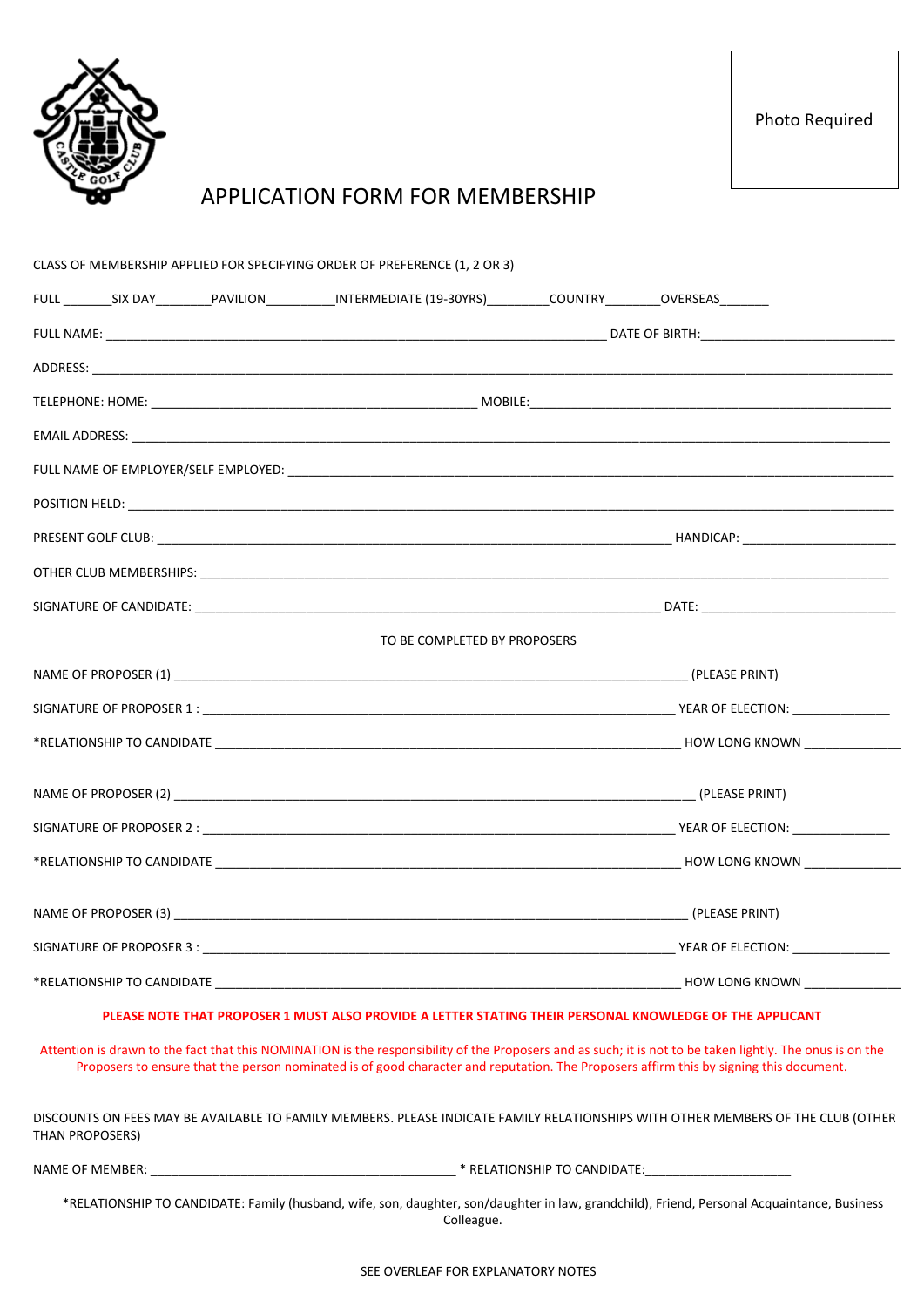Photo Required

# APPLICATION FORM FOR MEMBERSHIP

CLASS OF MEMBERSHIP APPLIED FOR SPECIFYING ORDER OF PREFERENCE (1, 2 OR 3)

FULL _______SIX DAY________PAVILION__________INTERMEDIATE (19-30YRS)_________COUNTRY________OVERSEAS_______

FULL NAME: ___________________________________________________________________________ DATE OF BIRTH:_____________________________

ADDRESS: ___________________________________________________________________________________________________________________

TELEPHONE: HOME: ________________________________________________ MOBILE:______________________________________________________

EMAIL ADDRESS: _____________________________________________________________________________________________________________

FULL NAME OF EMPLOYER/SELF EMPLOYED: __________________________________________________________________________________

POSITION HELD: _____________________________________________________________________________________________________________

PRESENT GOLF CLUB: _____________________________________________________________________________ HANDICAP: _______________________

OTHER CLUB MEMBERSHIPS: _________________________________________________________________________________________________

SIGNATURE OF CANDIDATE: ______________________________________________________________________ DATE: _____________________________

TO BE COMPLETED BY PROPOSERS

NAME OF PROPOSER (1) ___________________________________________________________________________ (PLEASE PRINT)

SIGNATURE OF PROPOSER 1 : _______________________________________________________________________ YEAR OF ELECTION: ______________

*RELATIONSHIP TO CANDIDATE _____________________________________________________________________ HOW LONG KNOWN ______________

NAME OF PROPOSER (2) ____________________________________________________________________________ (PLEASE PRINT)

SIGNATURE OF PROPOSER 2 : _______________________________________________________________________ YEAR OF ELECTION: ______________

*RELATIONSHIP TO CANDIDATE _____________________________________________________________________ HOW LONG KNOWN ______________

NAME OF PROPOSER (3) ___________________________________________________________________________ (PLEASE PRINT)

SIGNATURE OF PROPOSER 3 : _______________________________________________________________________ YEAR OF ELECTION: ______________

*RELATIONSHIP TO CANDIDATE _____________________________________________________________________ HOW LONG KNOWN ______________

**PLEASE NOTE THAT PROPOSER 1 MUST ALSO PROVIDE A LETTER STATING THEIR PERSONAL KNOWLEDGE OF THE APPLICANT**

Attention is drawn to the fact that this NOMINATION is the responsibility of the Proposers and as such; it is not to be taken lightly. The onus is on the Proposers to ensure that the person nominated is of good character and reputation. The Proposers affirm this by signing this document.

DISCOUNTS ON FEES MAY BE AVAILABLE TO FAMILY MEMBERS. PLEASE INDICATE FAMILY RELATIONSHIPS WITH OTHER MEMBERS OF THE CLUB (OTHER THAN PROPOSERS)

NAME OF MEMBER: _____________________________________________ * RELATIONSHIP TO CANDIDATE:_____________________

*RELATIONSHIP TO CANDIDATE: Family (husband, wife, son, daughter, son/daughter in law, grandchild), Friend, Personal Acquaintance, Business Colleague.

SEE OVERLEAF FOR EXPLANATORY NOTES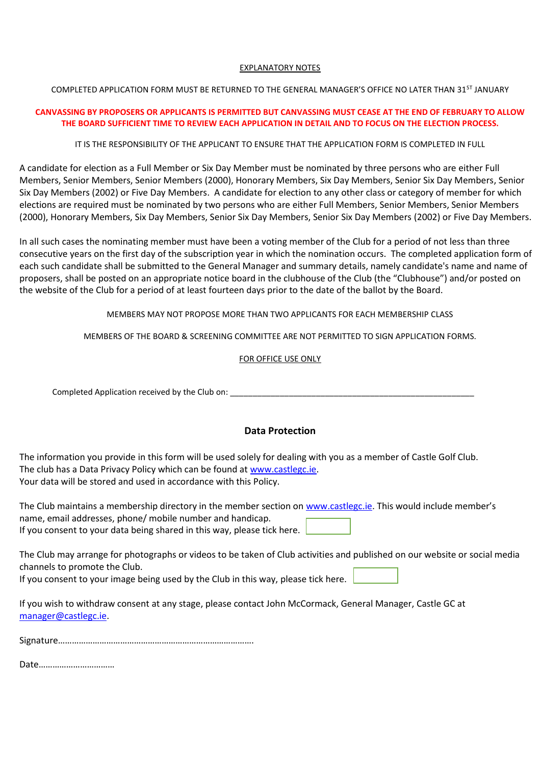<u>EXPLANATORY NOTES</u>

COMPLETED APPLICATION FORM MUST BE RETURNED TO THE GENERAL MANAGER'S OFFICE NO LATER THAN 31[ST] JANUARY

**CANVASSING BY PROPOSERS OR APPLICANTS IS PERMITTED BUT CANVASSING MUST CEASE AT THE END OF FEBRUARY TO ALLOW THE BOARD SUFFICIENT TIME TO REVIEW EACH APPLICATION IN DETAIL AND TO FOCUS ON THE ELECTION PROCESS.**

IT IS THE RESPONSIBILITY OF THE APPLICANT TO ENSURE THAT THE APPLICATION FORM IS COMPLETED IN FULL

A candidate for election as a Full Member or Six Day Member must be nominated by three persons who are either Full Members, Senior Members, Senior Members (2000), Honorary Members, Six Day Members, Senior Six Day Members, Senior Six Day Members (2002) or Five Day Members. A candidate for election to any other class or category of member for which elections are required must be nominated by two persons who are either Full Members, Senior Members, Senior Members (2000), Honorary Members, Six Day Members, Senior Six Day Members, Senior Six Day Members (2002) or Five Day Members.

In all such cases the nominating member must have been a voting member of the Club for a period of not less than three consecutive years on the first day of the subscription year in which the nomination occurs. The completed application form of each such candidate shall be submitted to the General Manager and summary details, namely candidate's name and name of proposers, shall be posted on an appropriate notice board in the clubhouse of the Club (the "Clubhouse") and/or posted on the website of the Club for a period of at least fourteen days prior to the date of the ballot by the Board.

MEMBERS MAY NOT PROPOSE MORE THAN TWO APPLICANTS FOR EACH MEMBERSHIP CLASS

MEMBERS OF THE BOARD & SCREENING COMMITTEE ARE NOT PERMITTED TO SIGN APPLICATION FORMS.

<u>FOR OFFICE USE ONLY</u>

Completed Application received by the Club on: ________________________________________________________

## Data Protection

The information you provide in this form will be used solely for dealing with you as a member of Castle Golf Club.
The club has a Data Privacy Policy which can be found at www.castlegc.ie.
Your data will be stored and used in accordance with this Policy.

The Club maintains a membership directory in the member section on www.castlegc.ie. This would include member's name, email addresses, phone/ mobile number and handicap.
If you consent to your data being shared in this way, please tick here. ☐

The Club may arrange for photographs or videos to be taken of Club activities and published on our website or social media channels to promote the Club.
If you consent to your image being used by the Club in this way, please tick here. ☐

If you wish to withdraw consent at any stage, please contact John McCormack, General Manager, Castle GC at manager@castlegc.ie.

Signature…………………………………………………………………………

Date……………………………